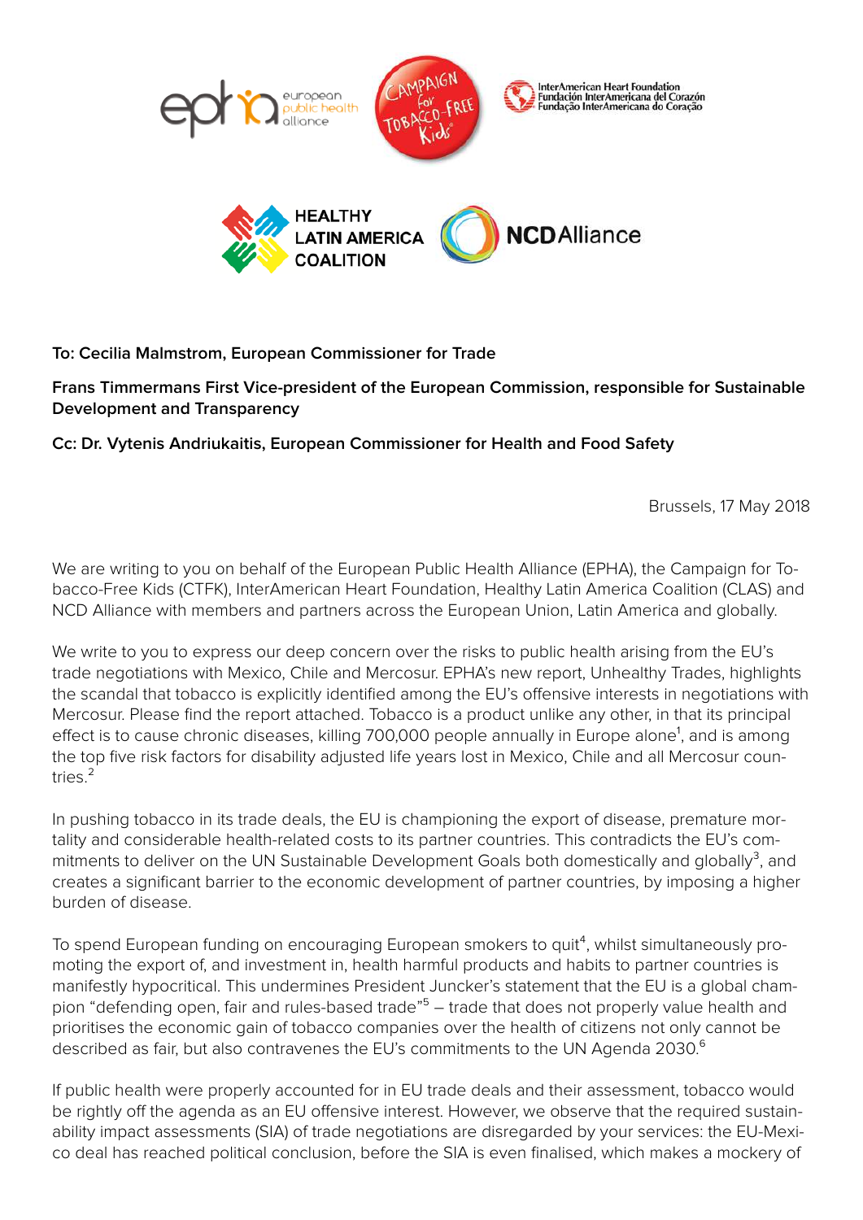To: Cecilia Malmstrom, European Commissioner for Trade

**Frans Timmermans First Vice-president of the European Commission, responsible for Sustainable Development and Transparency**

**Cc: Dr. Vytenis Andriukaitis, European Commissioner for Health and Food Safety**

Brussels, 17 May 2018

We are writing to you on behalf of the European Public Health Alliance (EPHA), the Campaign for Tobacco-Free Kids (CTFK), InterAmerican Heart Foundation, Healthy Latin America Coalition (CLAS) and NCD Alliance with members and partners across the European Union, Latin America and globally.

We write to you to express our deep concern over the risks to public health arising from the EU's trade negotiations with Mexico, Chile and Mercosur. EPHA's new report, Unhealthy Trades, highlights the scandal that tobacco is explicitly identified among the EU's offensive interests in negotiations with Mercosur. Please find the report attached. Tobacco is a product unlike any other, in that its principal effect is to cause chronic diseases, killing 700,000 people annually in Europe alone[1], and is among the top five risk factors for disability adjusted life years lost in Mexico, Chile and all Mercosur countries.[2]

In pushing tobacco in its trade deals, the EU is championing the export of disease, premature mortality and considerable health-related costs to its partner countries. This contradicts the EU's commitments to deliver on the UN Sustainable Development Goals both domestically and globally[3], and creates a significant barrier to the economic development of partner countries, by imposing a higher burden of disease.

To spend European funding on encouraging European smokers to quit[4], whilst simultaneously promoting the export of, and investment in, health harmful products and habits to partner countries is manifestly hypocritical. This undermines President Juncker's statement that the EU is a global champion "defending open, fair and rules-based trade"[5] – trade that does not properly value health and prioritises the economic gain of tobacco companies over the health of citizens not only cannot be described as fair, but also contravenes the EU's commitments to the UN Agenda 2030.[6]

If public health were properly accounted for in EU trade deals and their assessment, tobacco would be rightly off the agenda as an EU offensive interest. However, we observe that the required sustainability impact assessments (SIA) of trade negotiations are disregarded by your services: the EU-Mexico deal has reached political conclusion, before the SIA is even finalised, which makes a mockery of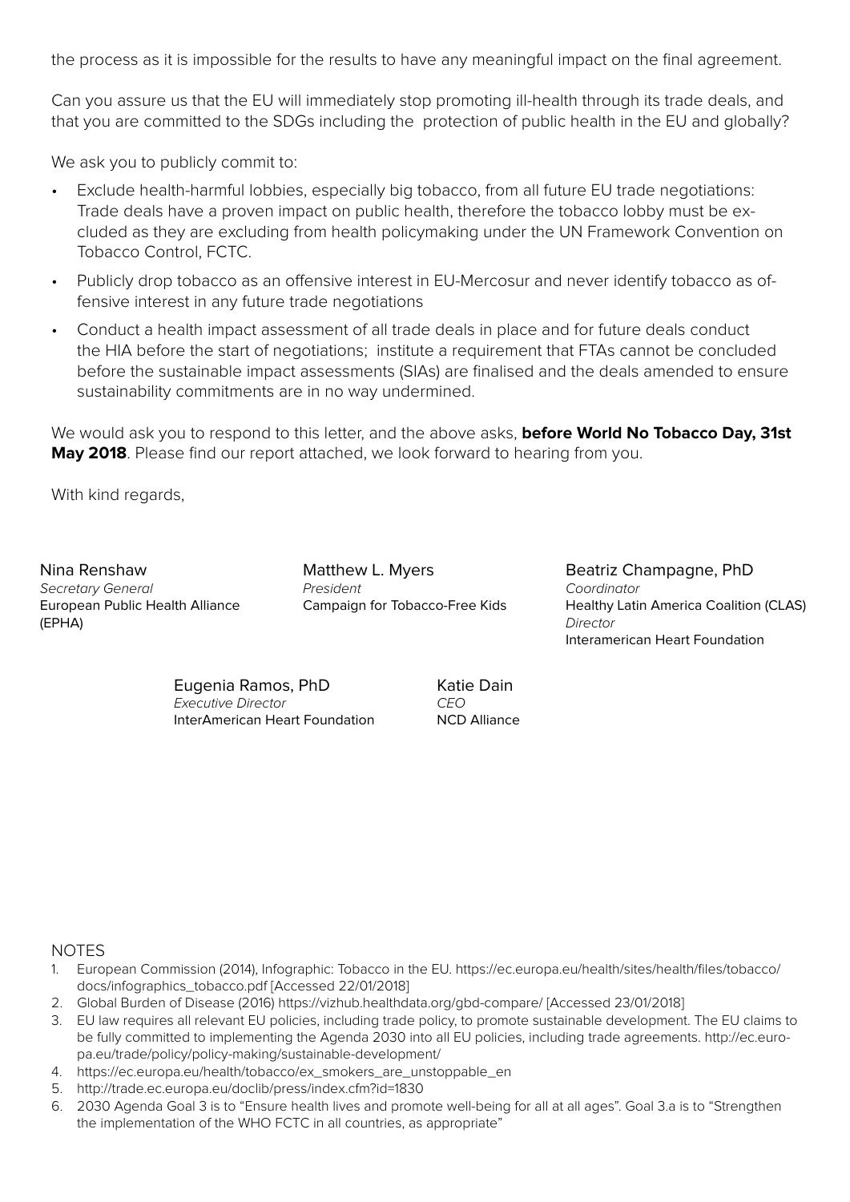the process as it is impossible for the results to have any meaningful impact on the final agreement.

Can you assure us that the EU will immediately stop promoting ill-health through its trade deals, and that you are committed to the SDGs including the protection of public health in the EU and globally?

We ask you to publicly commit to:

- Exclude health-harmful lobbies, especially big tobacco, from all future EU trade negotiations: Trade deals have a proven impact on public health, therefore the tobacco lobby must be excluded as they are excluding from health policymaking under the UN Framework Convention on Tobacco Control, FCTC.
- Publicly drop tobacco as an offensive interest in EU-Mercosur and never identify tobacco as offensive interest in any future trade negotiations
- Conduct a health impact assessment of all trade deals in place and for future deals conduct the HIA before the start of negotiations; institute a requirement that FTAs cannot be concluded before the sustainable impact assessments (SIAs) are finalised and the deals amended to ensure sustainability commitments are in no way undermined.

We would ask you to respond to this letter, and the above asks, **before World No Tobacco Day, 31st May 2018**. Please find our report attached, we look forward to hearing from you.

With kind regards,

Nina Renshaw
*Secretary General*
European Public Health Alliance (EPHA)

Matthew L. Myers
*President*
Campaign for Tobacco-Free Kids

Beatriz Champagne, PhD
*Coordinator*
Healthy Latin America Coalition (CLAS)
*Director*
Interamerican Heart Foundation

Eugenia Ramos, PhD
*Executive Director*
InterAmerican Heart Foundation

Katie Dain
*CEO*
NCD Alliance

NOTES

1. European Commission (2014), Infographic: Tobacco in the EU. https://ec.europa.eu/health/sites/health/files/tobacco/docs/infographics_tobacco.pdf [Accessed 22/01/2018]
2. Global Burden of Disease (2016) https://vizhub.healthdata.org/gbd-compare/ [Accessed 23/01/2018]
3. EU law requires all relevant EU policies, including trade policy, to promote sustainable development. The EU claims to be fully committed to implementing the Agenda 2030 into all EU policies, including trade agreements. http://ec.europa.eu/trade/policy/policy-making/sustainable-development/
4. https://ec.europa.eu/health/tobacco/ex_smokers_are_unstoppable_en
5. http://trade.ec.europa.eu/doclib/press/index.cfm?id=1830
6. 2030 Agenda Goal 3 is to "Ensure health lives and promote well-being for all at all ages". Goal 3.a is to "Strengthen the implementation of the WHO FCTC in all countries, as appropriate"